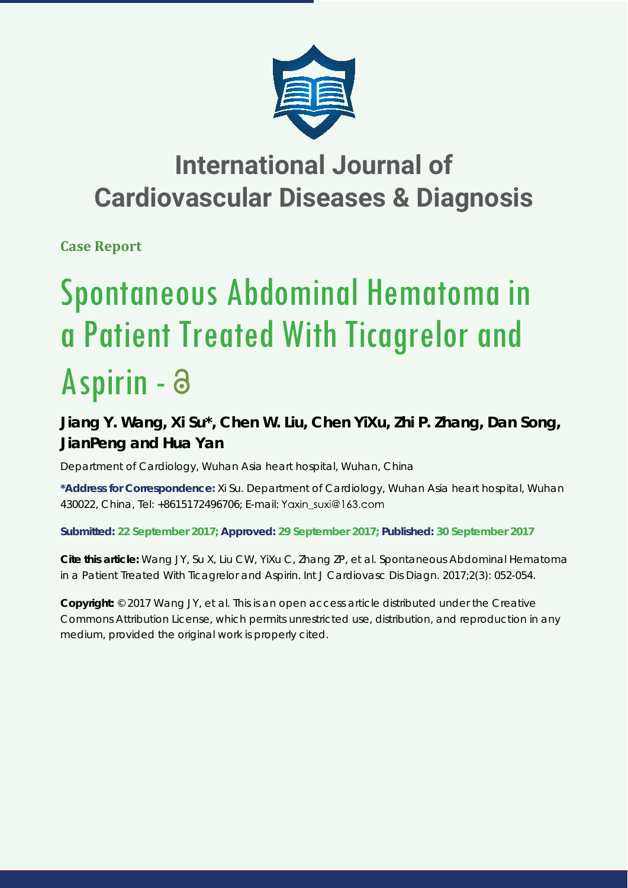# International Journal of Cardiovascular Diseases & Diagnosis

**Case Report**

# Spontaneous Abdominal Hematoma in a Patient Treated With Ticagrelor and Aspirin

**Jiang Y. Wang, Xi Su*, Chen W. Liu, Chen YiXu, Zhi P. Zhang, Dan Song, JianPeng and Hua Yan**

Department of Cardiology, Wuhan Asia heart hospital, Wuhan, China

**\*Address for Correspondence:** Xi Su. Department of Cardiology, Wuhan Asia heart hospital, Wuhan 430022, China, Tel: +8615172496706; E-mail: Yaxin_suxi@163.com

**Submitted: 22 September 2017; Approved: 29 September 2017; Published: 30 September 2017**

**Cite this article:** Wang JY, Su X, Liu CW, YiXu C, Zhang ZP, et al. Spontaneous Abdominal Hematoma in a Patient Treated With Ticagrelor and Aspirin. Int J Cardiovasc Dis Diagn. 2017;2(3): 052-054.

**Copyright:** © 2017 Wang JY, et al. This is an open access article distributed under the Creative Commons Attribution License, which permits unrestricted use, distribution, and reproduction in any medium, provided the original work is properly cited.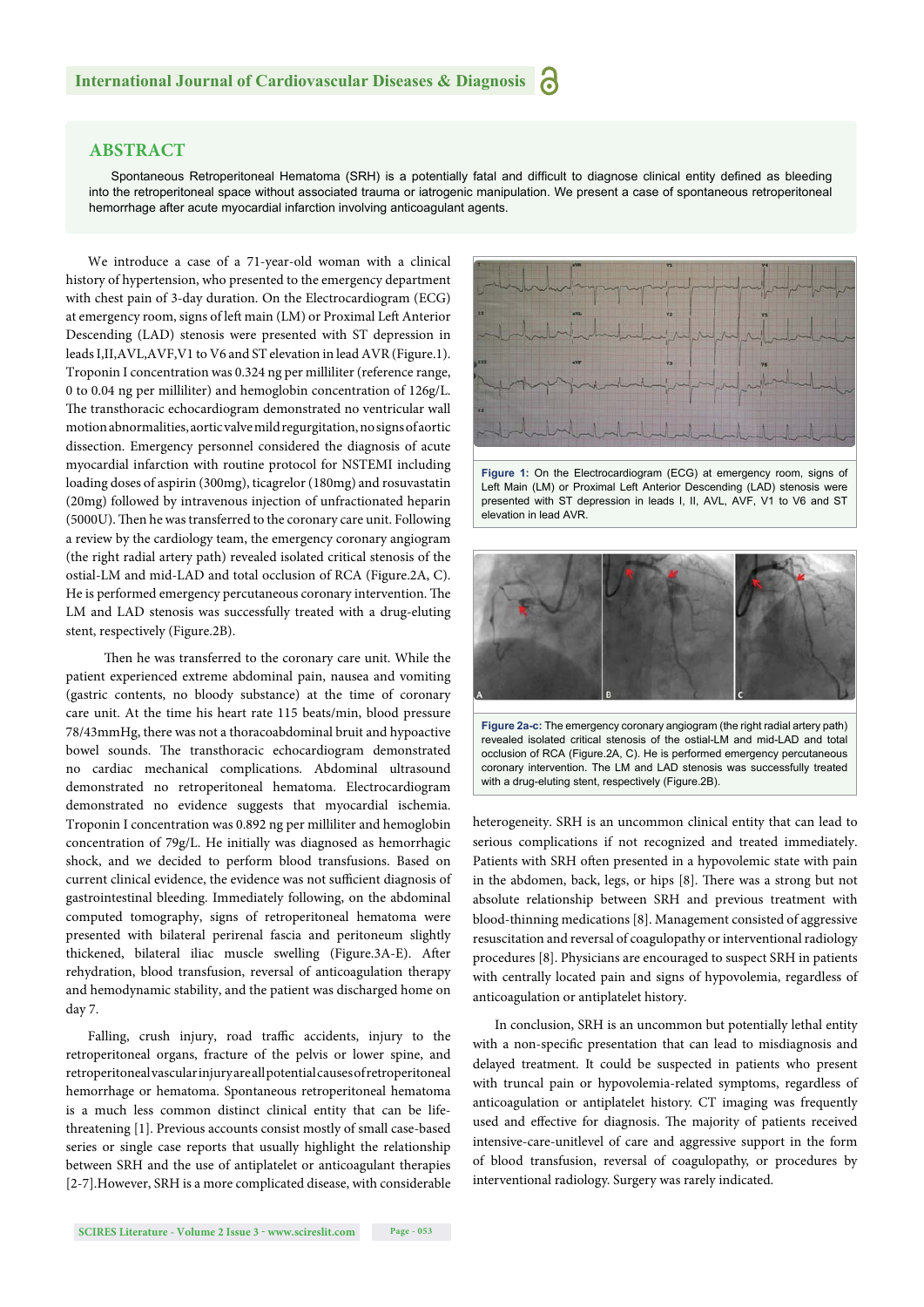## ABSTRACT

Spontaneous Retroperitoneal Hematoma (SRH) is a potentially fatal and difficult to diagnose clinical entity defined as bleeding into the retroperitoneal space without associated trauma or iatrogenic manipulation. We present a case of spontaneous retroperitoneal hemorrhage after acute myocardial infarction involving anticoagulant agents.

We introduce a case of a 71-year-old woman with a clinical history of hypertension, who presented to the emergency department with chest pain of 3-day duration. On the Electrocardiogram (ECG) at emergency room, signs of left main (LM) or Proximal Left Anterior Descending (LAD) stenosis were presented with ST depression in leads I,II,AVL,AVF,V1 to V6 and ST elevation in lead AVR (Figure.1). Troponin I concentration was 0.324 ng per milliliter (reference range, 0 to 0.04 ng per milliliter) and hemoglobin concentration of 126g/L. The transthoracic echocardiogram demonstrated no ventricular wall motion abnormalities, aortic valve mild regurgitation, no signs of aortic dissection. Emergency personnel considered the diagnosis of acute myocardial infarction with routine protocol for NSTEMI including loading doses of aspirin (300mg), ticagrelor (180mg) and rosuvastatin (20mg) followed by intravenous injection of unfractionated heparin (5000U). Then he was transferred to the coronary care unit. Following a review by the cardiology team, the emergency coronary angiogram (the right radial artery path) revealed isolated critical stenosis of the ostial-LM and mid-LAD and total occlusion of RCA (Figure.2A, C). He is performed emergency percutaneous coronary intervention. The LM and LAD stenosis was successfully treated with a drug-eluting stent, respectively (Figure.2B).

Then he was transferred to the coronary care unit. While the patient experienced extreme abdominal pain, nausea and vomiting (gastric contents, no bloody substance) at the time of coronary care unit. At the time his heart rate 115 beats/min, blood pressure 78/43mmHg, there was not a thoracoabdominal bruit and hypoactive bowel sounds. The transthoracic echocardiogram demonstrated no cardiac mechanical complications. Abdominal ultrasound demonstrated no retroperitoneal hematoma. Electrocardiogram demonstrated no evidence suggests that myocardial ischemia. Troponin I concentration was 0.892 ng per milliliter and hemoglobin concentration of 79g/L. He initially was diagnosed as hemorrhagic shock, and we decided to perform blood transfusions. Based on current clinical evidence, the evidence was not sufficient diagnosis of gastrointestinal bleeding. Immediately following, on the abdominal computed tomography, signs of retroperitoneal hematoma were presented with bilateral perirenal fascia and peritoneum slightly thickened, bilateral iliac muscle swelling (Figure.3A-E). After rehydration, blood transfusion, reversal of anticoagulation therapy and hemodynamic stability, and the patient was discharged home on day 7.

Falling, crush injury, road traffic accidents, injury to the retroperitoneal organs, fracture of the pelvis or lower spine, and retroperitoneal vascular injury are all potential causes of retroperitoneal hemorrhage or hematoma. Spontaneous retroperitoneal hematoma is a much less common distinct clinical entity that can be life-threatening [1]. Previous accounts consist mostly of small case-based series or single case reports that usually highlight the relationship between SRH and the use of antiplatelet or anticoagulant therapies [2-7].However, SRH is a more complicated disease, with considerable heterogeneity. SRH is an uncommon clinical entity that can lead to serious complications if not recognized and treated immediately. Patients with SRH often presented in a hypovolemic state with pain in the abdomen, back, legs, or hips [8]. There was a strong but not absolute relationship between SRH and previous treatment with blood-thinning medications [8]. Management consisted of aggressive resuscitation and reversal of coagulopathy or interventional radiology procedures [8]. Physicians are encouraged to suspect SRH in patients with centrally located pain and signs of hypovolemia, regardless of anticoagulation or antiplatelet history.

**Figure 1:** On the Electrocardiogram (ECG) at emergency room, signs of Left Main (LM) or Proximal Left Anterior Descending (LAD) stenosis were presented with ST depression in leads I, II, AVL, AVF, V1 to V6 and ST elevation in lead AVR.

**Figure 2a-c:** The emergency coronary angiogram (the right radial artery path) revealed isolated critical stenosis of the ostial-LM and mid-LAD and total occlusion of RCA (Figure.2A, C). He is performed emergency percutaneous coronary intervention. The LM and LAD stenosis was successfully treated with a drug-eluting stent, respectively (Figure.2B).

In conclusion, SRH is an uncommon but potentially lethal entity with a non-specific presentation that can lead to misdiagnosis and delayed treatment. It could be suspected in patients who present with truncal pain or hypovolemia-related symptoms, regardless of anticoagulation or antiplatelet history. CT imaging was frequently used and effective for diagnosis. The majority of patients received intensive-care-unitlevel of care and aggressive support in the form of blood transfusion, reversal of coagulopathy, or procedures by interventional radiology. Surgery was rarely indicated.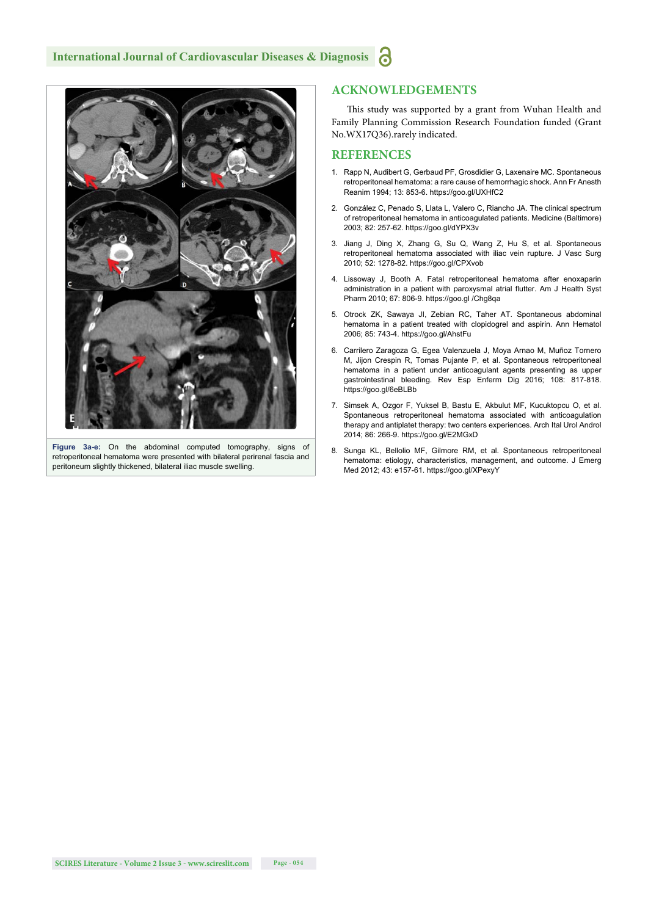Figure 3a-e: On the abdominal computed tomography, signs of retroperitoneal hematoma were presented with bilateral perirenal fascia and peritoneum slightly thickened, bilateral iliac muscle swelling.

## ACKNOWLEDGEMENTS

This study was supported by a grant from Wuhan Health and Family Planning Commission Research Foundation funded (Grant No.WX17Q36).rarely indicated.

## REFERENCES

1. Rapp N, Audibert G, Gerbaud PF, Grosdidier G, Laxenaire MC. Spontaneous retroperitoneal hematoma: a rare cause of hemorrhagic shock. Ann Fr Anesth Reanim 1994; 13: 853-6. https://goo.gl/UXHfC2
2. González C, Penado S, Llata L, Valero C, Riancho JA. The clinical spectrum of retroperitoneal hematoma in anticoagulated patients. Medicine (Baltimore) 2003; 82: 257-62. https://goo.gl/dYPX3v
3. Jiang J, Ding X, Zhang G, Su Q, Wang Z, Hu S, et al. Spontaneous retroperitoneal hematoma associated with iliac vein rupture. J Vasc Surg 2010; 52: 1278-82. https://goo.gl/CPXvob
4. Lissoway J, Booth A. Fatal retroperitoneal hematoma after enoxaparin administration in a patient with paroxysmal atrial flutter. Am J Health Syst Pharm 2010; 67: 806-9. https://goo.gl /Chg8qa
5. Otrock ZK, Sawaya JI, Zebian RC, Taher AT. Spontaneous abdominal hematoma in a patient treated with clopidogrel and aspirin. Ann Hematol 2006; 85: 743-4. https://goo.gl/AhstFu
6. Carrilero Zaragoza G, Egea Valenzuela J, Moya Arnao M, Muñoz Tornero M, Jijon Crespin R, Tomas Pujante P, et al. Spontaneous retroperitoneal hematoma in a patient under anticoagulant agents presenting as upper gastrointestinal bleeding. Rev Esp Enferm Dig 2016; 108: 817-818. https://goo.gl/6eBLBb
7. Simsek A, Ozgor F, Yuksel B, Bastu E, Akbulut MF, Kucuktopcu O, et al. Spontaneous retroperitoneal hematoma associated with anticoagulation therapy and antiplatelet therapy: two centers experiences. Arch Ital Urol Androl 2014; 86: 266-9. https://goo.gl/E2MGxD
8. Sunga KL, Bellolio MF, Gilmore RM, et al. Spontaneous retroperitoneal hematoma: etiology, characteristics, management, and outcome. J Emerg Med 2012; 43: e157-61. https://goo.gl/XPexyY